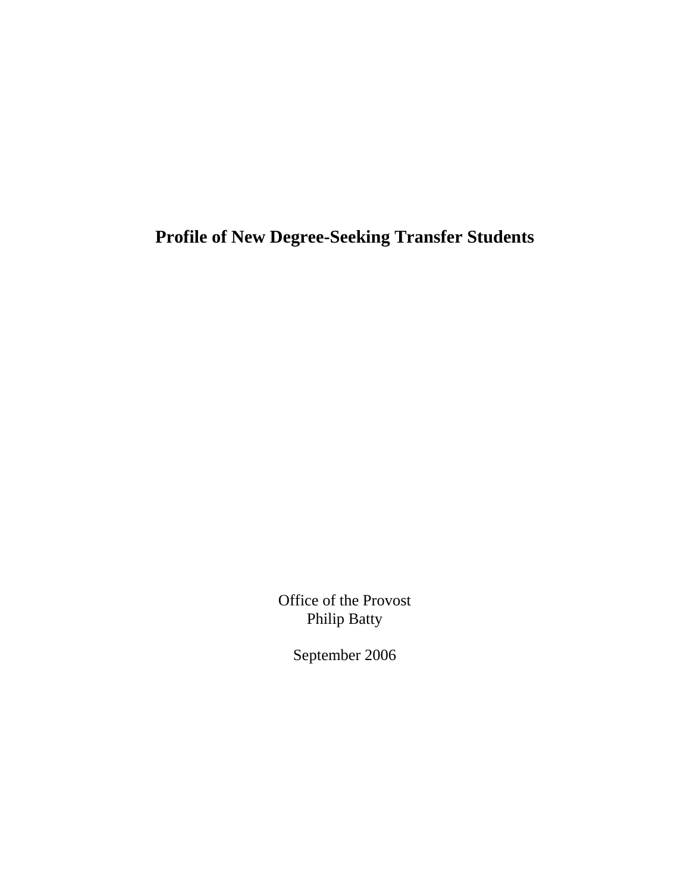# Profile of New Degree-Seeking Transfer Students

Office of the Provost
Philip Batty

September 2006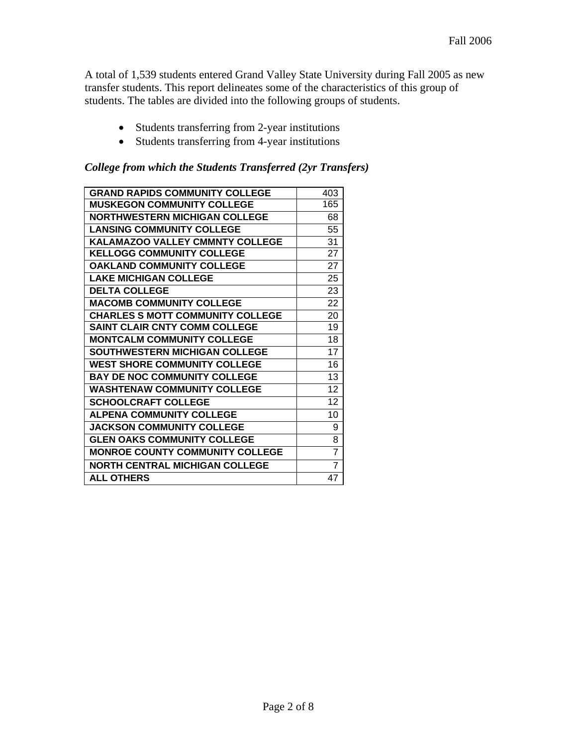A total of 1,539 students entered Grand Valley State University during Fall 2005 as new transfer students. This report delineates some of the characteristics of this group of students. The tables are divided into the following groups of students.

- Students transferring from 2-year institutions
- Students transferring from 4-year institutions

### *College from which the Students Transferred (2yr Transfers)*

| College | Count |
|---|---|
| **GRAND RAPIDS COMMUNITY COLLEGE** | 403 |
| **MUSKEGON COMMUNITY COLLEGE** | 165 |
| **NORTHWESTERN MICHIGAN COLLEGE** | 68 |
| **LANSING COMMUNITY COLLEGE** | 55 |
| **KALAMAZOO VALLEY CMMNTY COLLEGE** | 31 |
| **KELLOGG COMMUNITY COLLEGE** | 27 |
| **OAKLAND COMMUNITY COLLEGE** | 27 |
| **LAKE MICHIGAN COLLEGE** | 25 |
| **DELTA COLLEGE** | 23 |
| **MACOMB COMMUNITY COLLEGE** | 22 |
| **CHARLES S MOTT COMMUNITY COLLEGE** | 20 |
| **SAINT CLAIR CNTY COMM COLLEGE** | 19 |
| **MONTCALM COMMUNITY COLLEGE** | 18 |
| **SOUTHWESTERN MICHIGAN COLLEGE** | 17 |
| **WEST SHORE COMMUNITY COLLEGE** | 16 |
| **BAY DE NOC COMMUNITY COLLEGE** | 13 |
| **WASHTENAW COMMUNITY COLLEGE** | 12 |
| **SCHOOLCRAFT COLLEGE** | 12 |
| **ALPENA COMMUNITY COLLEGE** | 10 |
| **JACKSON COMMUNITY COLLEGE** | 9 |
| **GLEN OAKS COMMUNITY COLLEGE** | 8 |
| **MONROE COUNTY COMMUNITY COLLEGE** | 7 |
| **NORTH CENTRAL MICHIGAN COLLEGE** | 7 |
| **ALL OTHERS** | 47 |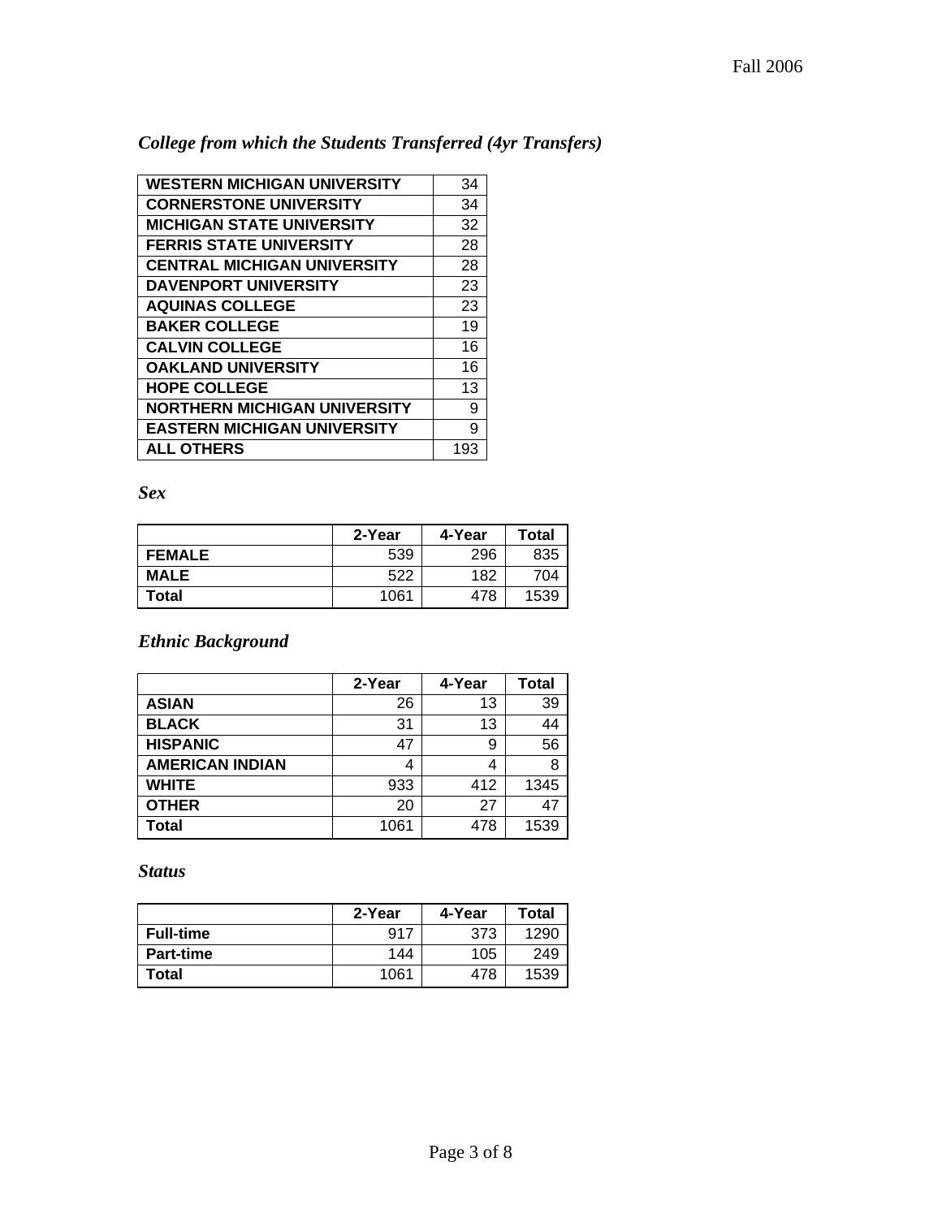### *College from which the Students Transferred (4yr Transfers)*

| | |
|---|---|
| **WESTERN MICHIGAN UNIVERSITY** | 34 |
| **CORNERSTONE UNIVERSITY** | 34 |
| **MICHIGAN STATE UNIVERSITY** | 32 |
| **FERRIS STATE UNIVERSITY** | 28 |
| **CENTRAL MICHIGAN UNIVERSITY** | 28 |
| **DAVENPORT UNIVERSITY** | 23 |
| **AQUINAS COLLEGE** | 23 |
| **BAKER COLLEGE** | 19 |
| **CALVIN COLLEGE** | 16 |
| **OAKLAND UNIVERSITY** | 16 |
| **HOPE COLLEGE** | 13 |
| **NORTHERN MICHIGAN UNIVERSITY** | 9 |
| **EASTERN MICHIGAN UNIVERSITY** | 9 |
| **ALL OTHERS** | 193 |

### *Sex*

| | 2-Year | 4-Year | Total |
|---|---|---|---|
| **FEMALE** | 539 | 296 | 835 |
| **MALE** | 522 | 182 | 704 |
| **Total** | 1061 | 478 | 1539 |

### *Ethnic Background*

| | 2-Year | 4-Year | Total |
|---|---|---|---|
| **ASIAN** | 26 | 13 | 39 |
| **BLACK** | 31 | 13 | 44 |
| **HISPANIC** | 47 | 9 | 56 |
| **AMERICAN INDIAN** | 4 | 4 | 8 |
| **WHITE** | 933 | 412 | 1345 |
| **OTHER** | 20 | 27 | 47 |
| **Total** | 1061 | 478 | 1539 |

### *Status*

| | 2-Year | 4-Year | Total |
|---|---|---|---|
| **Full-time** | 917 | 373 | 1290 |
| **Part-time** | 144 | 105 | 249 |
| **Total** | 1061 | 478 | 1539 |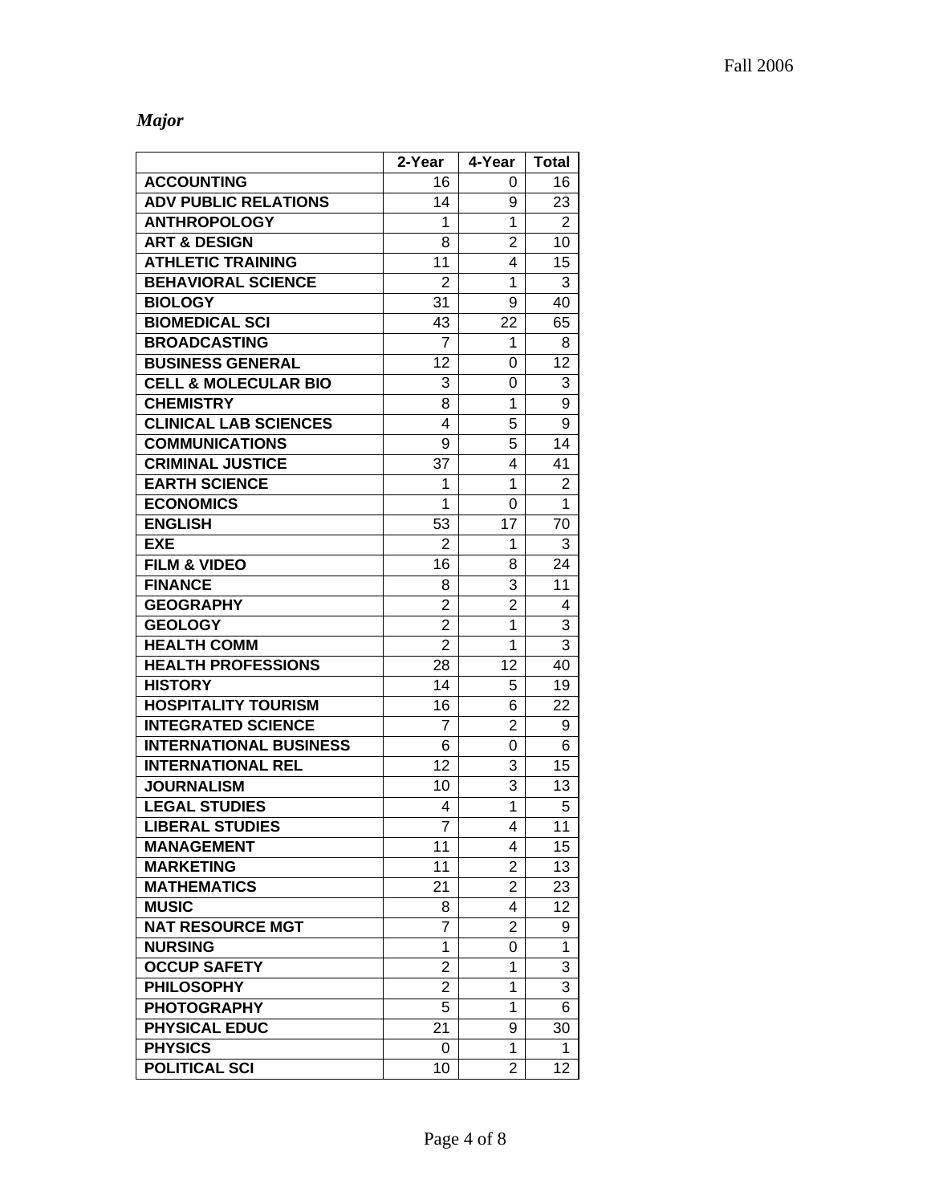*Major*

| | 2-Year | 4-Year | Total |
|---|---|---|---|
| **ACCOUNTING** | 16 | 0 | 16 |
| **ADV PUBLIC RELATIONS** | 14 | 9 | 23 |
| **ANTHROPOLOGY** | 1 | 1 | 2 |
| **ART & DESIGN** | 8 | 2 | 10 |
| **ATHLETIC TRAINING** | 11 | 4 | 15 |
| **BEHAVIORAL SCIENCE** | 2 | 1 | 3 |
| **BIOLOGY** | 31 | 9 | 40 |
| **BIOMEDICAL SCI** | 43 | 22 | 65 |
| **BROADCASTING** | 7 | 1 | 8 |
| **BUSINESS GENERAL** | 12 | 0 | 12 |
| **CELL & MOLECULAR BIO** | 3 | 0 | 3 |
| **CHEMISTRY** | 8 | 1 | 9 |
| **CLINICAL LAB SCIENCES** | 4 | 5 | 9 |
| **COMMUNICATIONS** | 9 | 5 | 14 |
| **CRIMINAL JUSTICE** | 37 | 4 | 41 |
| **EARTH SCIENCE** | 1 | 1 | 2 |
| **ECONOMICS** | 1 | 0 | 1 |
| **ENGLISH** | 53 | 17 | 70 |
| **EXE** | 2 | 1 | 3 |
| **FILM & VIDEO** | 16 | 8 | 24 |
| **FINANCE** | 8 | 3 | 11 |
| **GEOGRAPHY** | 2 | 2 | 4 |
| **GEOLOGY** | 2 | 1 | 3 |
| **HEALTH COMM** | 2 | 1 | 3 |
| **HEALTH PROFESSIONS** | 28 | 12 | 40 |
| **HISTORY** | 14 | 5 | 19 |
| **HOSPITALITY TOURISM** | 16 | 6 | 22 |
| **INTEGRATED SCIENCE** | 7 | 2 | 9 |
| **INTERNATIONAL BUSINESS** | 6 | 0 | 6 |
| **INTERNATIONAL REL** | 12 | 3 | 15 |
| **JOURNALISM** | 10 | 3 | 13 |
| **LEGAL STUDIES** | 4 | 1 | 5 |
| **LIBERAL STUDIES** | 7 | 4 | 11 |
| **MANAGEMENT** | 11 | 4 | 15 |
| **MARKETING** | 11 | 2 | 13 |
| **MATHEMATICS** | 21 | 2 | 23 |
| **MUSIC** | 8 | 4 | 12 |
| **NAT RESOURCE MGT** | 7 | 2 | 9 |
| **NURSING** | 1 | 0 | 1 |
| **OCCUP SAFETY** | 2 | 1 | 3 |
| **PHILOSOPHY** | 2 | 1 | 3 |
| **PHOTOGRAPHY** | 5 | 1 | 6 |
| **PHYSICAL EDUC** | 21 | 9 | 30 |
| **PHYSICS** | 0 | 1 | 1 |
| **POLITICAL SCI** | 10 | 2 | 12 |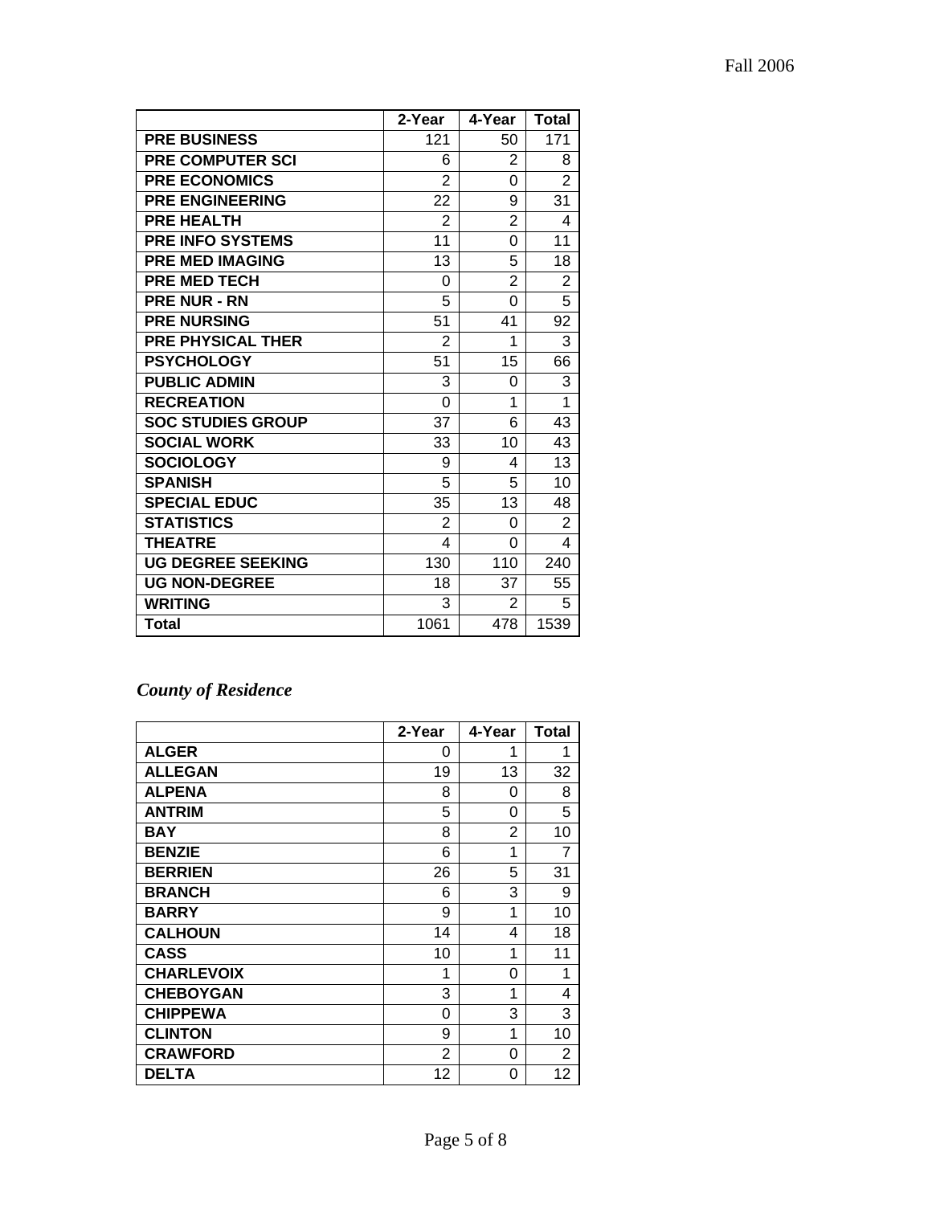| | 2-Year | 4-Year | Total |
|---|---|---|---|
| **PRE BUSINESS** | 121 | 50 | 171 |
| **PRE COMPUTER SCI** | 6 | 2 | 8 |
| **PRE ECONOMICS** | 2 | 0 | 2 |
| **PRE ENGINEERING** | 22 | 9 | 31 |
| **PRE HEALTH** | 2 | 2 | 4 |
| **PRE INFO SYSTEMS** | 11 | 0 | 11 |
| **PRE MED IMAGING** | 13 | 5 | 18 |
| **PRE MED TECH** | 0 | 2 | 2 |
| **PRE NUR - RN** | 5 | 0 | 5 |
| **PRE NURSING** | 51 | 41 | 92 |
| **PRE PHYSICAL THER** | 2 | 1 | 3 |
| **PSYCHOLOGY** | 51 | 15 | 66 |
| **PUBLIC ADMIN** | 3 | 0 | 3 |
| **RECREATION** | 0 | 1 | 1 |
| **SOC STUDIES GROUP** | 37 | 6 | 43 |
| **SOCIAL WORK** | 33 | 10 | 43 |
| **SOCIOLOGY** | 9 | 4 | 13 |
| **SPANISH** | 5 | 5 | 10 |
| **SPECIAL EDUC** | 35 | 13 | 48 |
| **STATISTICS** | 2 | 0 | 2 |
| **THEATRE** | 4 | 0 | 4 |
| **UG DEGREE SEEKING** | 130 | 110 | 240 |
| **UG NON-DEGREE** | 18 | 37 | 55 |
| **WRITING** | 3 | 2 | 5 |
| **Total** | 1061 | 478 | 1539 |

## *County of Residence*

| | 2-Year | 4-Year | Total |
|---|---|---|---|
| **ALGER** | 0 | 1 | 1 |
| **ALLEGAN** | 19 | 13 | 32 |
| **ALPENA** | 8 | 0 | 8 |
| **ANTRIM** | 5 | 0 | 5 |
| **BAY** | 8 | 2 | 10 |
| **BENZIE** | 6 | 1 | 7 |
| **BERRIEN** | 26 | 5 | 31 |
| **BRANCH** | 6 | 3 | 9 |
| **BARRY** | 9 | 1 | 10 |
| **CALHOUN** | 14 | 4 | 18 |
| **CASS** | 10 | 1 | 11 |
| **CHARLEVOIX** | 1 | 0 | 1 |
| **CHEBOYGAN** | 3 | 1 | 4 |
| **CHIPPEWA** | 0 | 3 | 3 |
| **CLINTON** | 9 | 1 | 10 |
| **CRAWFORD** | 2 | 0 | 2 |
| **DELTA** | 12 | 0 | 12 |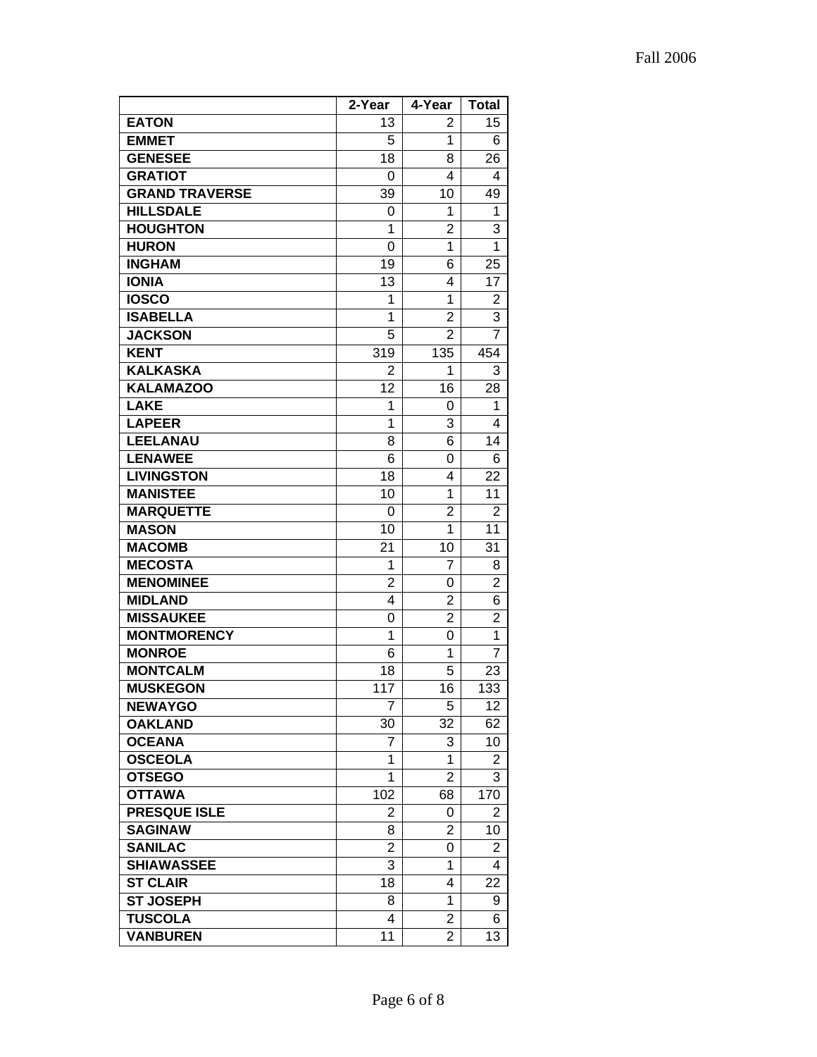| | 2-Year | 4-Year | Total |
|---|---|---|---|
| **EATON** | 13 | 2 | 15 |
| **EMMET** | 5 | 1 | 6 |
| **GENESEE** | 18 | 8 | 26 |
| **GRATIOT** | 0 | 4 | 4 |
| **GRAND TRAVERSE** | 39 | 10 | 49 |
| **HILLSDALE** | 0 | 1 | 1 |
| **HOUGHTON** | 1 | 2 | 3 |
| **HURON** | 0 | 1 | 1 |
| **INGHAM** | 19 | 6 | 25 |
| **IONIA** | 13 | 4 | 17 |
| **IOSCO** | 1 | 1 | 2 |
| **ISABELLA** | 1 | 2 | 3 |
| **JACKSON** | 5 | 2 | 7 |
| **KENT** | 319 | 135 | 454 |
| **KALKASKA** | 2 | 1 | 3 |
| **KALAMAZOO** | 12 | 16 | 28 |
| **LAKE** | 1 | 0 | 1 |
| **LAPEER** | 1 | 3 | 4 |
| **LEELANAU** | 8 | 6 | 14 |
| **LENAWEE** | 6 | 0 | 6 |
| **LIVINGSTON** | 18 | 4 | 22 |
| **MANISTEE** | 10 | 1 | 11 |
| **MARQUETTE** | 0 | 2 | 2 |
| **MASON** | 10 | 1 | 11 |
| **MACOMB** | 21 | 10 | 31 |
| **MECOSTA** | 1 | 7 | 8 |
| **MENOMINEE** | 2 | 0 | 2 |
| **MIDLAND** | 4 | 2 | 6 |
| **MISSAUKEE** | 0 | 2 | 2 |
| **MONTMORENCY** | 1 | 0 | 1 |
| **MONROE** | 6 | 1 | 7 |
| **MONTCALM** | 18 | 5 | 23 |
| **MUSKEGON** | 117 | 16 | 133 |
| **NEWAYGO** | 7 | 5 | 12 |
| **OAKLAND** | 30 | 32 | 62 |
| **OCEANA** | 7 | 3 | 10 |
| **OSCEOLA** | 1 | 1 | 2 |
| **OTSEGO** | 1 | 2 | 3 |
| **OTTAWA** | 102 | 68 | 170 |
| **PRESQUE ISLE** | 2 | 0 | 2 |
| **SAGINAW** | 8 | 2 | 10 |
| **SANILAC** | 2 | 0 | 2 |
| **SHIAWASSEE** | 3 | 1 | 4 |
| **ST CLAIR** | 18 | 4 | 22 |
| **ST JOSEPH** | 8 | 1 | 9 |
| **TUSCOLA** | 4 | 2 | 6 |
| **VANBUREN** | 11 | 2 | 13 |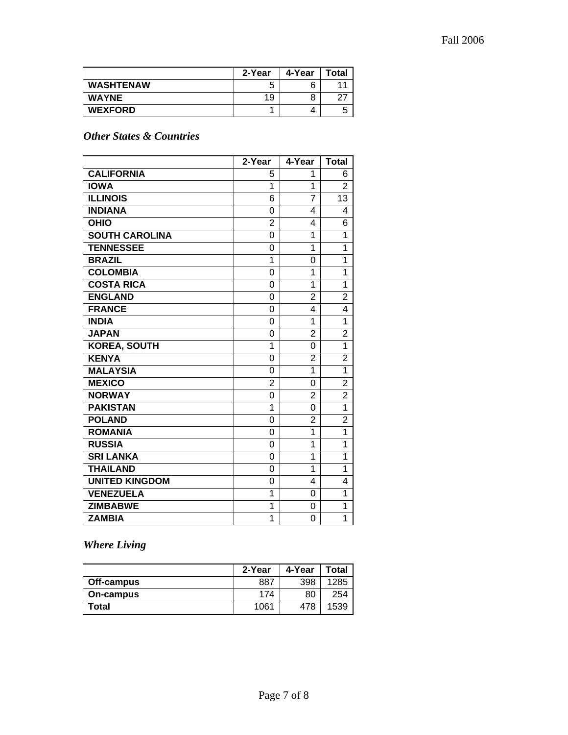| | 2-Year | 4-Year | Total |
|---|---|---|---|
| **WASHTENAW** | 5 | 6 | 11 |
| **WAYNE** | 19 | 8 | 27 |
| **WEXFORD** | 1 | 4 | 5 |

### *Other States & Countries*

| | 2-Year | 4-Year | Total |
|---|---|---|---|
| **CALIFORNIA** | 5 | 1 | 6 |
| **IOWA** | 1 | 1 | 2 |
| **ILLINOIS** | 6 | 7 | 13 |
| **INDIANA** | 0 | 4 | 4 |
| **OHIO** | 2 | 4 | 6 |
| **SOUTH CAROLINA** | 0 | 1 | 1 |
| **TENNESSEE** | 0 | 1 | 1 |
| **BRAZIL** | 1 | 0 | 1 |
| **COLOMBIA** | 0 | 1 | 1 |
| **COSTA RICA** | 0 | 1 | 1 |
| **ENGLAND** | 0 | 2 | 2 |
| **FRANCE** | 0 | 4 | 4 |
| **INDIA** | 0 | 1 | 1 |
| **JAPAN** | 0 | 2 | 2 |
| **KOREA, SOUTH** | 1 | 0 | 1 |
| **KENYA** | 0 | 2 | 2 |
| **MALAYSIA** | 0 | 1 | 1 |
| **MEXICO** | 2 | 0 | 2 |
| **NORWAY** | 0 | 2 | 2 |
| **PAKISTAN** | 1 | 0 | 1 |
| **POLAND** | 0 | 2 | 2 |
| **ROMANIA** | 0 | 1 | 1 |
| **RUSSIA** | 0 | 1 | 1 |
| **SRI LANKA** | 0 | 1 | 1 |
| **THAILAND** | 0 | 1 | 1 |
| **UNITED KINGDOM** | 0 | 4 | 4 |
| **VENEZUELA** | 1 | 0 | 1 |
| **ZIMBABWE** | 1 | 0 | 1 |
| **ZAMBIA** | 1 | 0 | 1 |

### *Where Living*

| | 2-Year | 4-Year | Total |
|---|---|---|---|
| **Off-campus** | 887 | 398 | 1285 |
| **On-campus** | 174 | 80 | 254 |
| **Total** | 1061 | 478 | 1539 |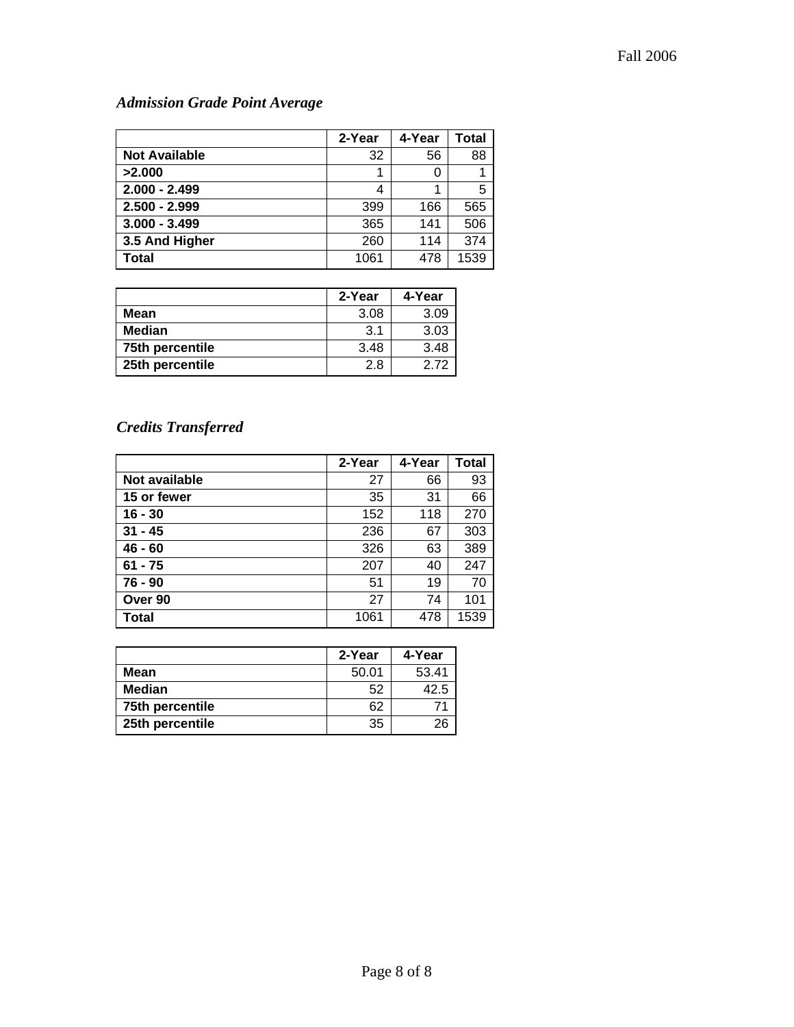## *Admission Grade Point Average*

| | 2-Year | 4-Year | Total |
|---|---|---|---|
| **Not Available** | 32 | 56 | 88 |
| **>2.000** | 1 | 0 | 1 |
| **2.000 - 2.499** | 4 | 1 | 5 |
| **2.500 - 2.999** | 399 | 166 | 565 |
| **3.000 - 3.499** | 365 | 141 | 506 |
| **3.5 And Higher** | 260 | 114 | 374 |
| **Total** | 1061 | 478 | 1539 |

| | 2-Year | 4-Year |
|---|---|---|
| **Mean** | 3.08 | 3.09 |
| **Median** | 3.1 | 3.03 |
| **75th percentile** | 3.48 | 3.48 |
| **25th percentile** | 2.8 | 2.72 |

## *Credits Transferred*

| | 2-Year | 4-Year | Total |
|---|---|---|---|
| **Not available** | 27 | 66 | 93 |
| **15 or fewer** | 35 | 31 | 66 |
| **16 - 30** | 152 | 118 | 270 |
| **31 - 45** | 236 | 67 | 303 |
| **46 - 60** | 326 | 63 | 389 |
| **61 - 75** | 207 | 40 | 247 |
| **76 - 90** | 51 | 19 | 70 |
| **Over 90** | 27 | 74 | 101 |
| **Total** | 1061 | 478 | 1539 |

| | 2-Year | 4-Year |
|---|---|---|
| **Mean** | 50.01 | 53.41 |
| **Median** | 52 | 42.5 |
| **75th percentile** | 62 | 71 |
| **25th percentile** | 35 | 26 |